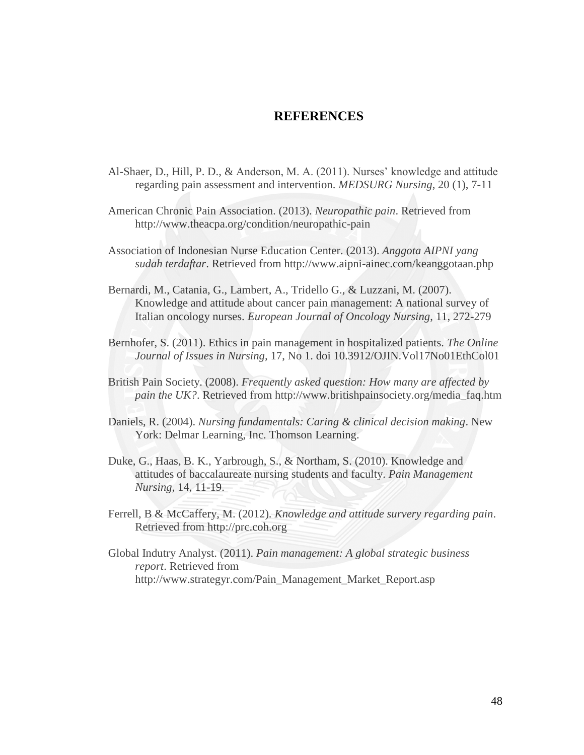# REFERENCES

Al-Shaer, D., Hill, P. D., & Anderson, M. A. (2011). Nurses' knowledge and attitude regarding pain assessment and intervention. *MEDSURG Nursing*, 20 (1), 7-11

American Chronic Pain Association. (2013). *Neuropathic pain*. Retrieved from http://www.theacpa.org/condition/neuropathic-pain

Association of Indonesian Nurse Education Center. (2013). *Anggota AIPNI yang sudah terdaftar*. Retrieved from http://www.aipni-ainec.com/keanggotaan.php

Bernardi, M., Catania, G., Lambert, A., Tridello G., & Luzzani, M. (2007). Knowledge and attitude about cancer pain management: A national survey of Italian oncology nurses. *European Journal of Oncology Nursing*, 11, 272-279

Bernhofer, S. (2011). Ethics in pain management in hospitalized patients. *The Online Journal of Issues in Nursing*, 17, No 1. doi 10.3912/OJIN.Vol17No01EthCol01

British Pain Society. (2008). *Frequently asked question: How many are affected by pain the UK?*. Retrieved from http://www.britishpainsociety.org/media_faq.htm

Daniels, R. (2004). *Nursing fundamentals: Caring & clinical decision making*. New York: Delmar Learning, Inc. Thomson Learning.

Duke, G., Haas, B. K., Yarbrough, S., & Northam, S. (2010). Knowledge and attitudes of baccalaureate nursing students and faculty. *Pain Management Nursing*, 14, 11-19.

Ferrell, B & McCaffery, M. (2012). *Knowledge and attitude survery regarding pain*. Retrieved from http://prc.coh.org

Global Indutry Analyst. (2011). *Pain management: A global strategic business report*. Retrieved from http://www.strategyr.com/Pain_Management_Market_Report.asp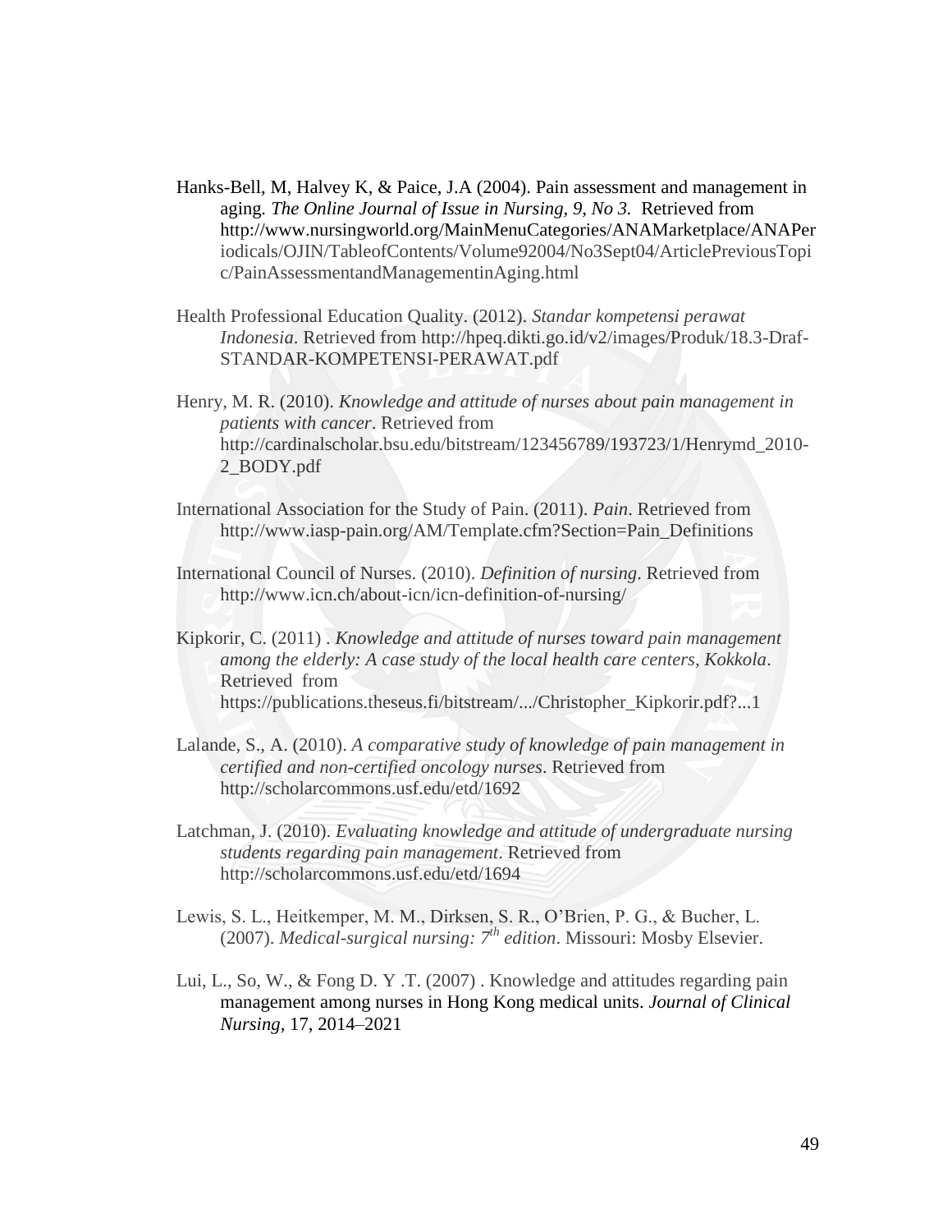Hanks-Bell, M, Halvey K, & Paice, J.A (2004). Pain assessment and management in aging. *The Online Journal of Issue in Nursing, 9, No 3.* Retrieved from http://www.nursingworld.org/MainMenuCategories/ANAMarketplace/ANAPeriodicals/OJIN/TableofContents/Volume92004/No3Sept04/ArticlePreviousTopic/PainAssessmentandManagementinAging.html

Health Professional Education Quality. (2012). *Standar kompetensi perawat Indonesia*. Retrieved from http://hpeq.dikti.go.id/v2/images/Produk/18.3-Draf-STANDAR-KOMPETENSI-PERAWAT.pdf

Henry, M. R. (2010). *Knowledge and attitude of nurses about pain management in patients with cancer*. Retrieved from http://cardinalscholar.bsu.edu/bitstream/123456789/193723/1/Henrymd_2010-2_BODY.pdf

International Association for the Study of Pain. (2011). *Pain*. Retrieved from http://www.iasp-pain.org/AM/Template.cfm?Section=Pain_Definitions

International Council of Nurses. (2010). *Definition of nursing*. Retrieved from http://www.icn.ch/about-icn/icn-definition-of-nursing/

Kipkorir, C. (2011) . *Knowledge and attitude of nurses toward pain management among the elderly: A case study of the local health care centers, Kokkola*. Retrieved from https://publications.theseus.fi/bitstream/.../Christopher_Kipkorir.pdf?...1

Lalande, S., A. (2010). *A comparative study of knowledge of pain management in certified and non-certified oncology nurses*. Retrieved from http://scholarcommons.usf.edu/etd/1692

Latchman, J. (2010). *Evaluating knowledge and attitude of undergraduate nursing students regarding pain management*. Retrieved from http://scholarcommons.usf.edu/etd/1694

Lewis, S. L., Heitkemper, M. M., Dirksen, S. R., O'Brien, P. G., & Bucher, L. (2007). *Medical-surgical nursing: 7th edition*. Missouri: Mosby Elsevier.

Lui, L., So, W., & Fong D. Y .T. (2007) . Knowledge and attitudes regarding pain management among nurses in Hong Kong medical units. *Journal of Clinical Nursing*, 17, 2014–2021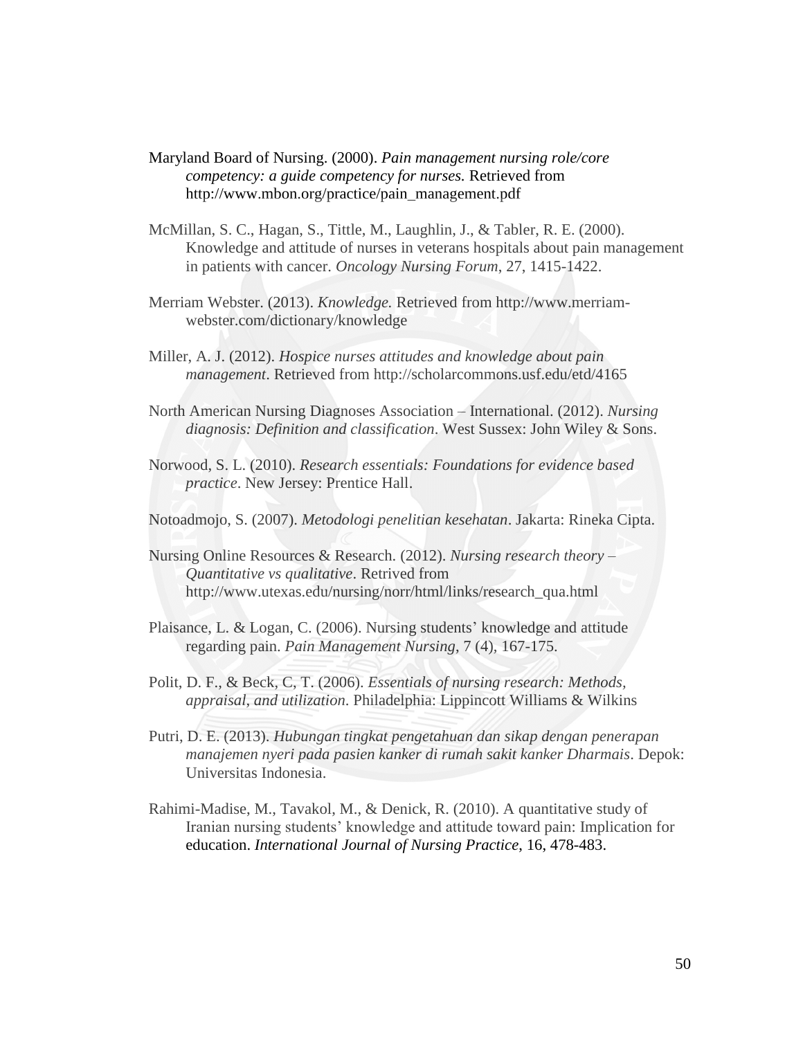Maryland Board of Nursing. (2000). *Pain management nursing role/core competency: a guide competency for nurses.* Retrieved from http://www.mbon.org/practice/pain_management.pdf

McMillan, S. C., Hagan, S., Tittle, M., Laughlin, J., & Tabler, R. E. (2000). Knowledge and attitude of nurses in veterans hospitals about pain management in patients with cancer. *Oncology Nursing Forum*, 27, 1415-1422.

Merriam Webster. (2013). *Knowledge.* Retrieved from http://www.merriam-webster.com/dictionary/knowledge

Miller, A. J. (2012). *Hospice nurses attitudes and knowledge about pain management*. Retrieved from http://scholarcommons.usf.edu/etd/4165

North American Nursing Diagnoses Association – International. (2012). *Nursing diagnosis: Definition and classification*. West Sussex: John Wiley & Sons.

Norwood, S. L. (2010). *Research essentials: Foundations for evidence based practice*. New Jersey: Prentice Hall.

Notoadmojo, S. (2007). *Metodologi penelitian kesehatan*. Jakarta: Rineka Cipta.

Nursing Online Resources & Research. (2012). *Nursing research theory – Quantitative vs qualitative*. Retrived from http://www.utexas.edu/nursing/norr/html/links/research_qua.html

Plaisance, L. & Logan, C. (2006). Nursing students' knowledge and attitude regarding pain. *Pain Management Nursing*, 7 (4), 167-175.

Polit, D. F., & Beck, C, T. (2006). *Essentials of nursing research: Methods, appraisal, and utilization*. Philadelphia: Lippincott Williams & Wilkins

Putri, D. E. (2013). *Hubungan tingkat pengetahuan dan sikap dengan penerapan manajemen nyeri pada pasien kanker di rumah sakit kanker Dharmais*. Depok: Universitas Indonesia.

Rahimi-Madise, M., Tavakol, M., & Denick, R. (2010). A quantitative study of Iranian nursing students' knowledge and attitude toward pain: Implication for education. *International Journal of Nursing Practice*, 16, 478-483.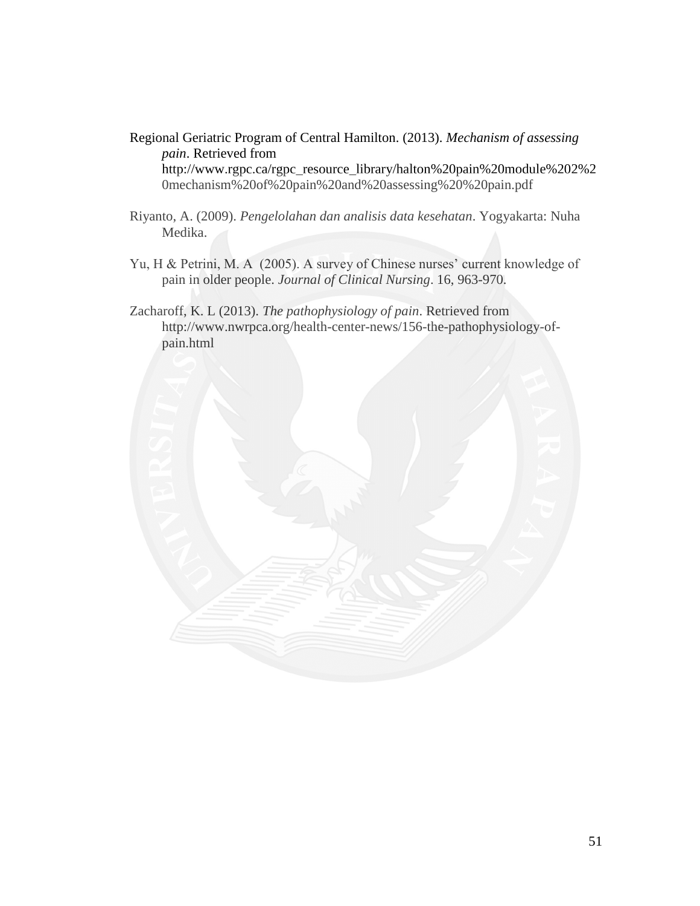Regional Geriatric Program of Central Hamilton. (2013). *Mechanism of assessing pain*. Retrieved from http://www.rgpc.ca/rgpc_resource_library/halton%20pain%20module%202%20mechanism%20of%20pain%20and%20assessing%20%20pain.pdf

Riyanto, A. (2009). *Pengelolahan dan analisis data kesehatan*. Yogyakarta: Nuha Medika.

Yu, H & Petrini, M. A (2005). A survey of Chinese nurses' current knowledge of pain in older people. *Journal of Clinical Nursing*. 16, 963-970.

Zacharoff, K. L (2013). *The pathophysiology of pain*. Retrieved from http://www.nwrpca.org/health-center-news/156-the-pathophysiology-of-pain.html